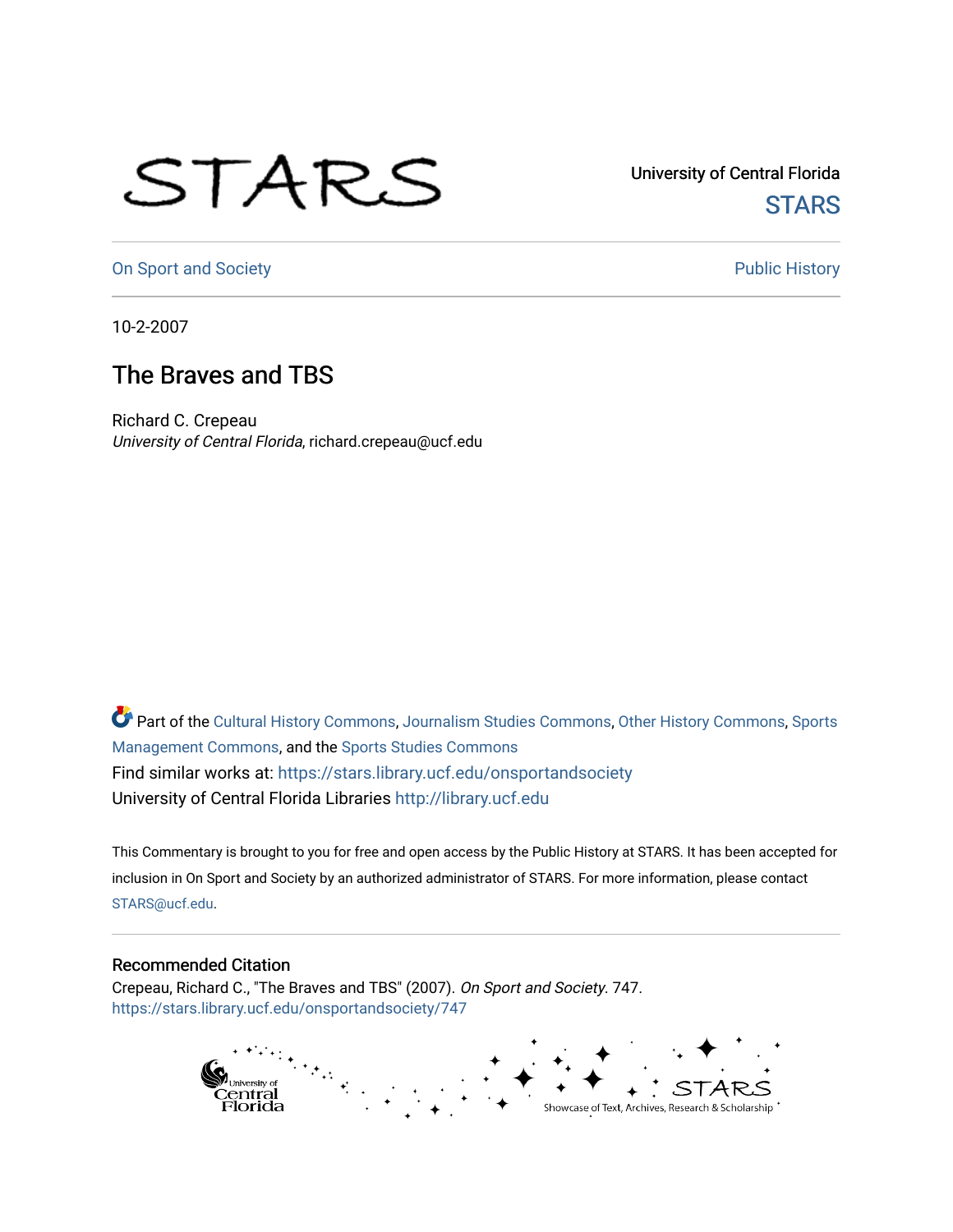University of Central Florida

STARS

On Sport and Society

Public History

10-2-2007

# The Braves and TBS

Richard C. Crepeau
*University of Central Florida*, richard.crepeau@ucf.edu

Part of the Cultural History Commons, Journalism Studies Commons, Other History Commons, Sports Management Commons, and the Sports Studies Commons

Find similar works at: https://stars.library.ucf.edu/onsportandsociety

University of Central Florida Libraries http://library.ucf.edu

This Commentary is brought to you for free and open access by the Public History at STARS. It has been accepted for inclusion in On Sport and Society by an authorized administrator of STARS. For more information, please contact STARS@ucf.edu.

## Recommended Citation

Crepeau, Richard C., "The Braves and TBS" (2007). *On Sport and Society*. 747.
https://stars.library.ucf.edu/onsportandsociety/747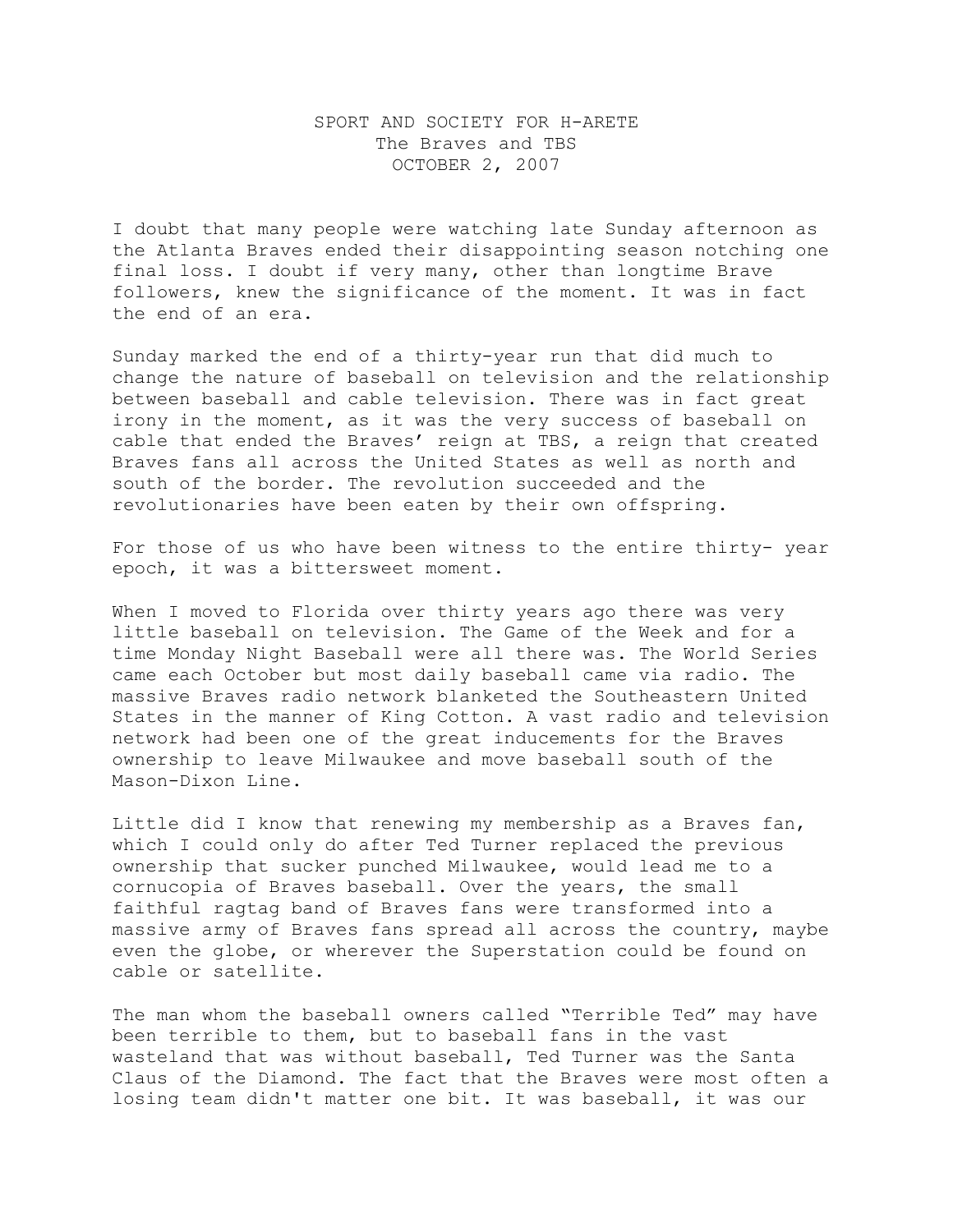SPORT AND SOCIETY FOR H-ARETE
The Braves and TBS
OCTOBER 2, 2007

I doubt that many people were watching late Sunday afternoon as the Atlanta Braves ended their disappointing season notching one final loss. I doubt if very many, other than longtime Brave followers, knew the significance of the moment. It was in fact the end of an era.

Sunday marked the end of a thirty-year run that did much to change the nature of baseball on television and the relationship between baseball and cable television. There was in fact great irony in the moment, as it was the very success of baseball on cable that ended the Braves' reign at TBS, a reign that created Braves fans all across the United States as well as north and south of the border. The revolution succeeded and the revolutionaries have been eaten by their own offspring.

For those of us who have been witness to the entire thirty- year epoch, it was a bittersweet moment.

When I moved to Florida over thirty years ago there was very little baseball on television. The Game of the Week and for a time Monday Night Baseball were all there was. The World Series came each October but most daily baseball came via radio. The massive Braves radio network blanketed the Southeastern United States in the manner of King Cotton. A vast radio and television network had been one of the great inducements for the Braves ownership to leave Milwaukee and move baseball south of the Mason-Dixon Line.

Little did I know that renewing my membership as a Braves fan, which I could only do after Ted Turner replaced the previous ownership that sucker punched Milwaukee, would lead me to a cornucopia of Braves baseball. Over the years, the small faithful ragtag band of Braves fans were transformed into a massive army of Braves fans spread all across the country, maybe even the globe, or wherever the Superstation could be found on cable or satellite.

The man whom the baseball owners called "Terrible Ted" may have been terrible to them, but to baseball fans in the vast wasteland that was without baseball, Ted Turner was the Santa Claus of the Diamond. The fact that the Braves were most often a losing team didn't matter one bit. It was baseball, it was our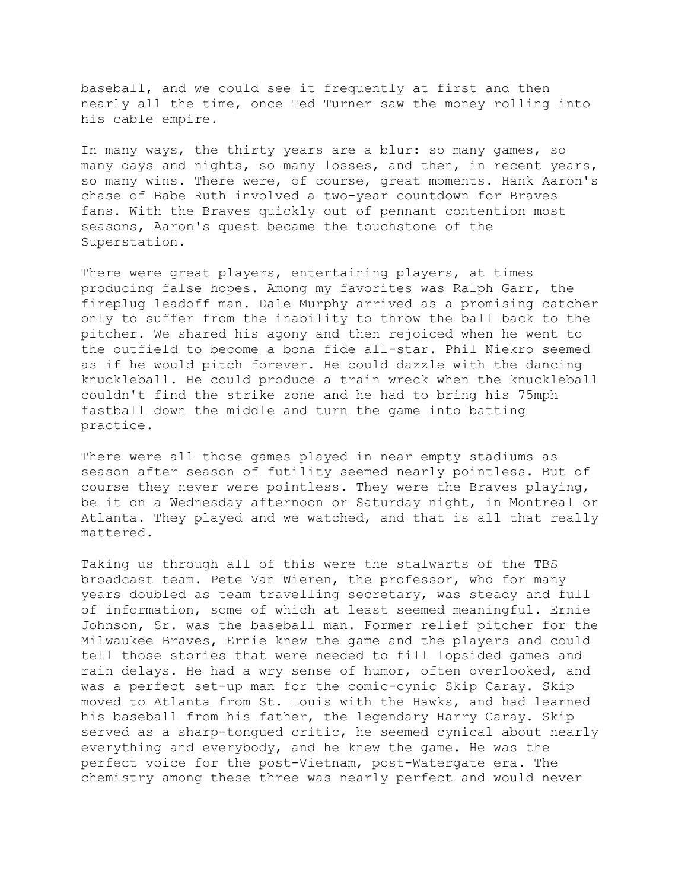baseball, and we could see it frequently at first and then nearly all the time, once Ted Turner saw the money rolling into his cable empire.

In many ways, the thirty years are a blur: so many games, so many days and nights, so many losses, and then, in recent years, so many wins. There were, of course, great moments. Hank Aaron's chase of Babe Ruth involved a two-year countdown for Braves fans. With the Braves quickly out of pennant contention most seasons, Aaron's quest became the touchstone of the Superstation.

There were great players, entertaining players, at times producing false hopes. Among my favorites was Ralph Garr, the fireplug leadoff man. Dale Murphy arrived as a promising catcher only to suffer from the inability to throw the ball back to the pitcher. We shared his agony and then rejoiced when he went to the outfield to become a bona fide all-star. Phil Niekro seemed as if he would pitch forever. He could dazzle with the dancing knuckleball. He could produce a train wreck when the knuckleball couldn't find the strike zone and he had to bring his 75mph fastball down the middle and turn the game into batting practice.

There were all those games played in near empty stadiums as season after season of futility seemed nearly pointless. But of course they never were pointless. They were the Braves playing, be it on a Wednesday afternoon or Saturday night, in Montreal or Atlanta. They played and we watched, and that is all that really mattered.

Taking us through all of this were the stalwarts of the TBS broadcast team. Pete Van Wieren, the professor, who for many years doubled as team travelling secretary, was steady and full of information, some of which at least seemed meaningful. Ernie Johnson, Sr. was the baseball man. Former relief pitcher for the Milwaukee Braves, Ernie knew the game and the players and could tell those stories that were needed to fill lopsided games and rain delays. He had a wry sense of humor, often overlooked, and was a perfect set-up man for the comic-cynic Skip Caray. Skip moved to Atlanta from St. Louis with the Hawks, and had learned his baseball from his father, the legendary Harry Caray. Skip served as a sharp-tongued critic, he seemed cynical about nearly everything and everybody, and he knew the game. He was the perfect voice for the post-Vietnam, post-Watergate era. The chemistry among these three was nearly perfect and would never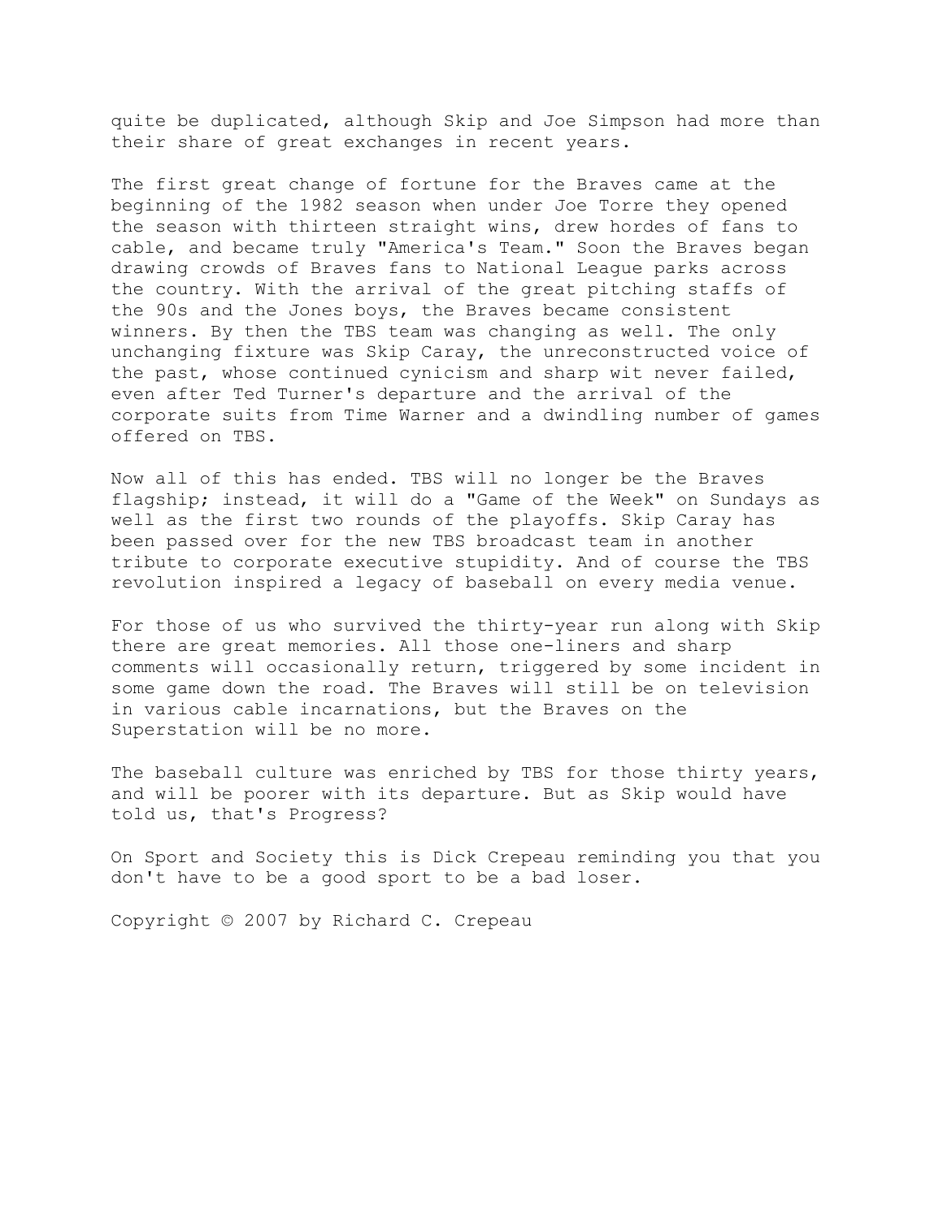quite be duplicated, although Skip and Joe Simpson had more than their share of great exchanges in recent years.

The first great change of fortune for the Braves came at the beginning of the 1982 season when under Joe Torre they opened the season with thirteen straight wins, drew hordes of fans to cable, and became truly "America's Team." Soon the Braves began drawing crowds of Braves fans to National League parks across the country. With the arrival of the great pitching staffs of the 90s and the Jones boys, the Braves became consistent winners. By then the TBS team was changing as well. The only unchanging fixture was Skip Caray, the unreconstructed voice of the past, whose continued cynicism and sharp wit never failed, even after Ted Turner's departure and the arrival of the corporate suits from Time Warner and a dwindling number of games offered on TBS.

Now all of this has ended. TBS will no longer be the Braves flagship; instead, it will do a "Game of the Week" on Sundays as well as the first two rounds of the playoffs. Skip Caray has been passed over for the new TBS broadcast team in another tribute to corporate executive stupidity. And of course the TBS revolution inspired a legacy of baseball on every media venue.

For those of us who survived the thirty-year run along with Skip there are great memories. All those one-liners and sharp comments will occasionally return, triggered by some incident in some game down the road. The Braves will still be on television in various cable incarnations, but the Braves on the Superstation will be no more.

The baseball culture was enriched by TBS for those thirty years, and will be poorer with its departure. But as Skip would have told us, that's Progress?

On Sport and Society this is Dick Crepeau reminding you that you don't have to be a good sport to be a bad loser.

Copyright © 2007 by Richard C. Crepeau